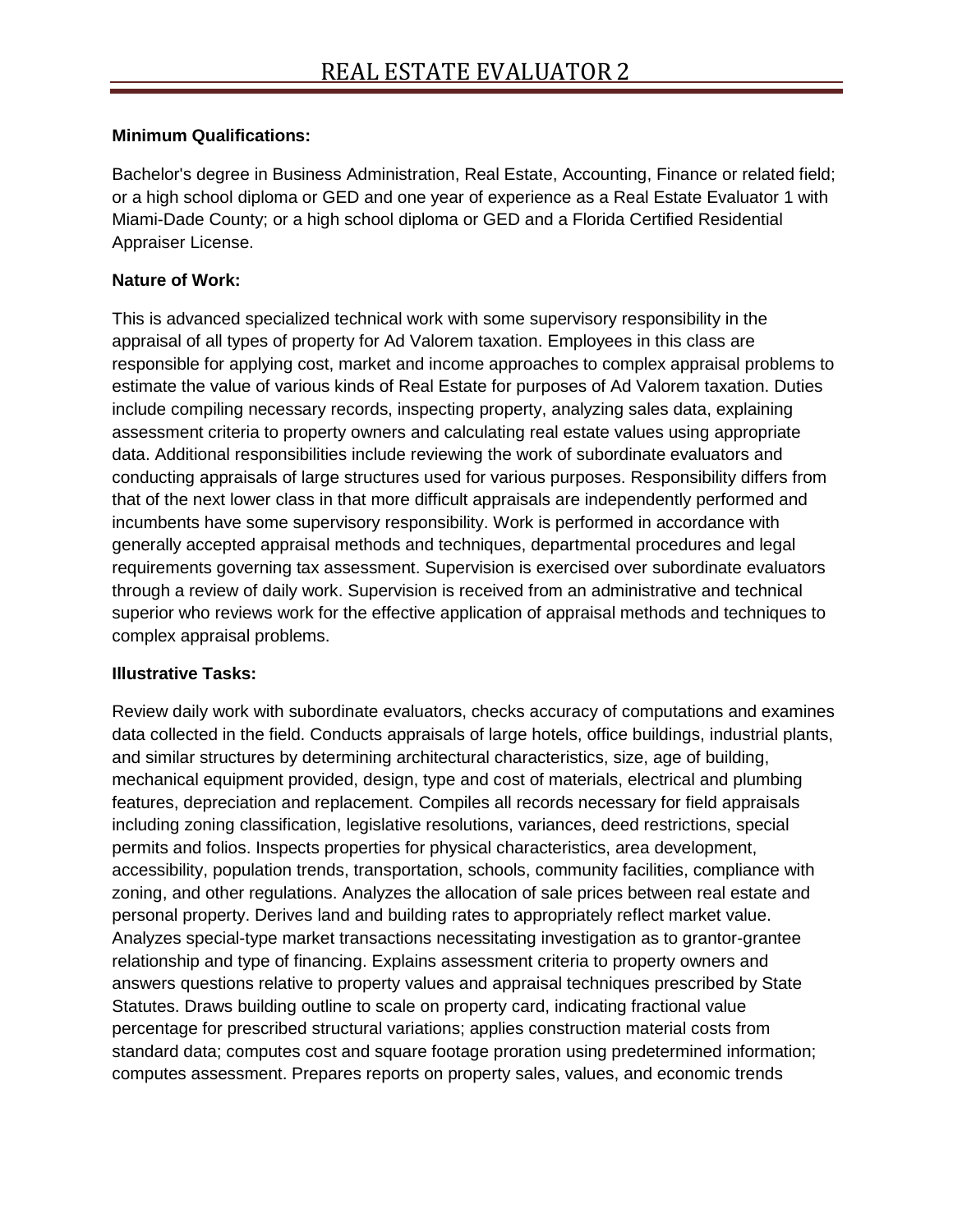# REAL ESTATE EVALUATOR 2

**Minimum Qualifications:**

Bachelor's degree in Business Administration, Real Estate, Accounting, Finance or related field; or a high school diploma or GED and one year of experience as a Real Estate Evaluator 1 with Miami-Dade County; or a high school diploma or GED and a Florida Certified Residential Appraiser License.

**Nature of Work:**

This is advanced specialized technical work with some supervisory responsibility in the appraisal of all types of property for Ad Valorem taxation. Employees in this class are responsible for applying cost, market and income approaches to complex appraisal problems to estimate the value of various kinds of Real Estate for purposes of Ad Valorem taxation. Duties include compiling necessary records, inspecting property, analyzing sales data, explaining assessment criteria to property owners and calculating real estate values using appropriate data. Additional responsibilities include reviewing the work of subordinate evaluators and conducting appraisals of large structures used for various purposes. Responsibility differs from that of the next lower class in that more difficult appraisals are independently performed and incumbents have some supervisory responsibility. Work is performed in accordance with generally accepted appraisal methods and techniques, departmental procedures and legal requirements governing tax assessment. Supervision is exercised over subordinate evaluators through a review of daily work. Supervision is received from an administrative and technical superior who reviews work for the effective application of appraisal methods and techniques to complex appraisal problems.

**Illustrative Tasks:**

Review daily work with subordinate evaluators, checks accuracy of computations and examines data collected in the field. Conducts appraisals of large hotels, office buildings, industrial plants, and similar structures by determining architectural characteristics, size, age of building, mechanical equipment provided, design, type and cost of materials, electrical and plumbing features, depreciation and replacement. Compiles all records necessary for field appraisals including zoning classification, legislative resolutions, variances, deed restrictions, special permits and folios. Inspects properties for physical characteristics, area development, accessibility, population trends, transportation, schools, community facilities, compliance with zoning, and other regulations. Analyzes the allocation of sale prices between real estate and personal property. Derives land and building rates to appropriately reflect market value. Analyzes special-type market transactions necessitating investigation as to grantor-grantee relationship and type of financing. Explains assessment criteria to property owners and answers questions relative to property values and appraisal techniques prescribed by State Statutes. Draws building outline to scale on property card, indicating fractional value percentage for prescribed structural variations; applies construction material costs from standard data; computes cost and square footage proration using predetermined information; computes assessment. Prepares reports on property sales, values, and economic trends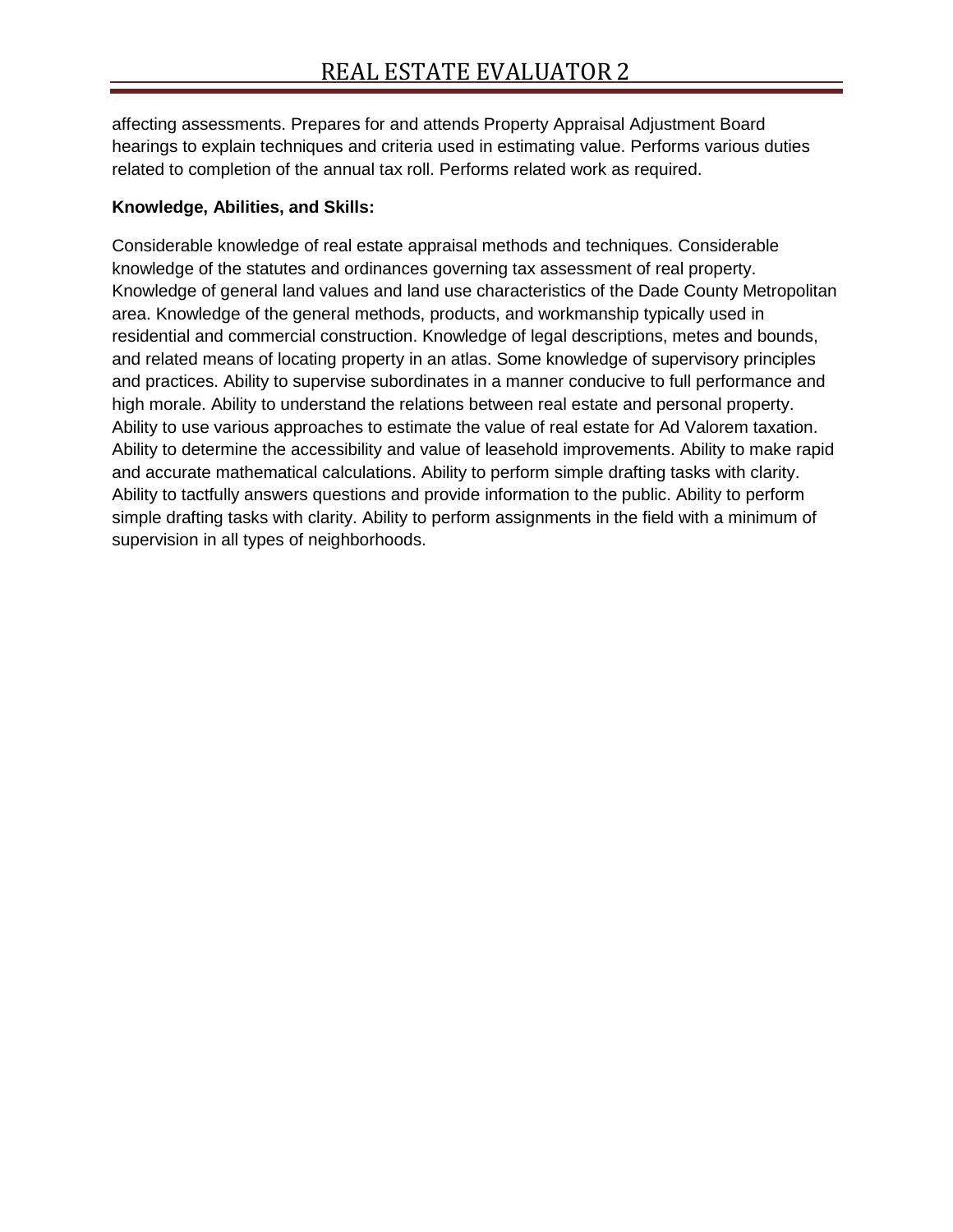affecting assessments. Prepares for and attends Property Appraisal Adjustment Board hearings to explain techniques and criteria used in estimating value. Performs various duties related to completion of the annual tax roll. Performs related work as required.

**Knowledge, Abilities, and Skills:**

Considerable knowledge of real estate appraisal methods and techniques. Considerable knowledge of the statutes and ordinances governing tax assessment of real property. Knowledge of general land values and land use characteristics of the Dade County Metropolitan area. Knowledge of the general methods, products, and workmanship typically used in residential and commercial construction. Knowledge of legal descriptions, metes and bounds, and related means of locating property in an atlas. Some knowledge of supervisory principles and practices. Ability to supervise subordinates in a manner conducive to full performance and high morale. Ability to understand the relations between real estate and personal property. Ability to use various approaches to estimate the value of real estate for Ad Valorem taxation. Ability to determine the accessibility and value of leasehold improvements. Ability to make rapid and accurate mathematical calculations. Ability to perform simple drafting tasks with clarity. Ability to tactfully answers questions and provide information to the public. Ability to perform simple drafting tasks with clarity. Ability to perform assignments in the field with a minimum of supervision in all types of neighborhoods.